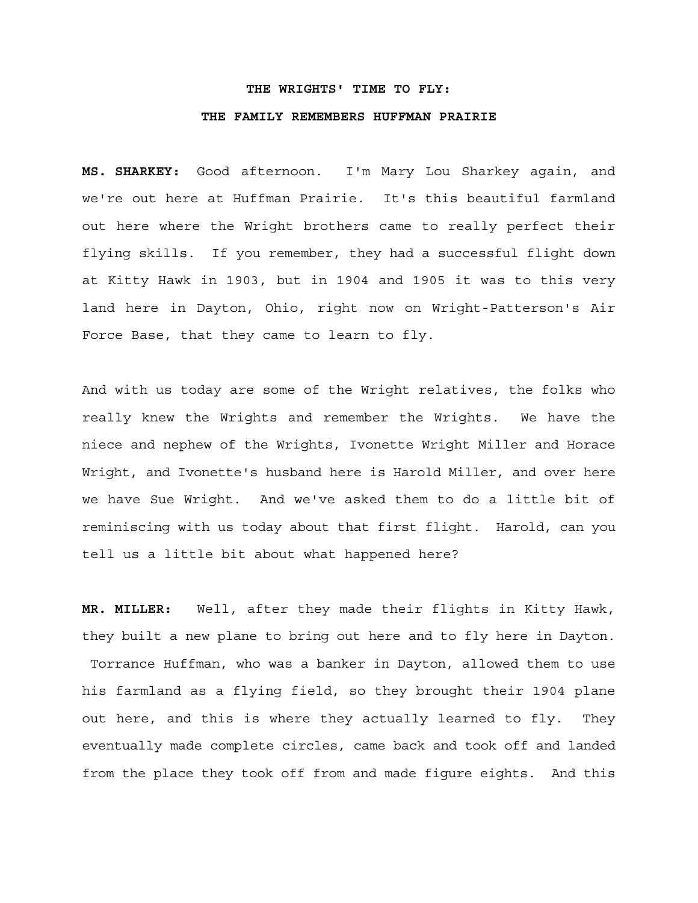# THE WRIGHTS' TIME TO FLY:

# THE FAMILY REMEMBERS HUFFMAN PRAIRIE

**MS. SHARKEY:** Good afternoon. I'm Mary Lou Sharkey again, and we're out here at Huffman Prairie. It's this beautiful farmland out here where the Wright brothers came to really perfect their flying skills. If you remember, they had a successful flight down at Kitty Hawk in 1903, but in 1904 and 1905 it was to this very land here in Dayton, Ohio, right now on Wright-Patterson's Air Force Base, that they came to learn to fly.

And with us today are some of the Wright relatives, the folks who really knew the Wrights and remember the Wrights. We have the niece and nephew of the Wrights, Ivonette Wright Miller and Horace Wright, and Ivonette's husband here is Harold Miller, and over here we have Sue Wright. And we've asked them to do a little bit of reminiscing with us today about that first flight. Harold, can you tell us a little bit about what happened here?

**MR. MILLER:** Well, after they made their flights in Kitty Hawk, they built a new plane to bring out here and to fly here in Dayton. Torrance Huffman, who was a banker in Dayton, allowed them to use his farmland as a flying field, so they brought their 1904 plane out here, and this is where they actually learned to fly. They eventually made complete circles, came back and took off and landed from the place they took off from and made figure eights. And this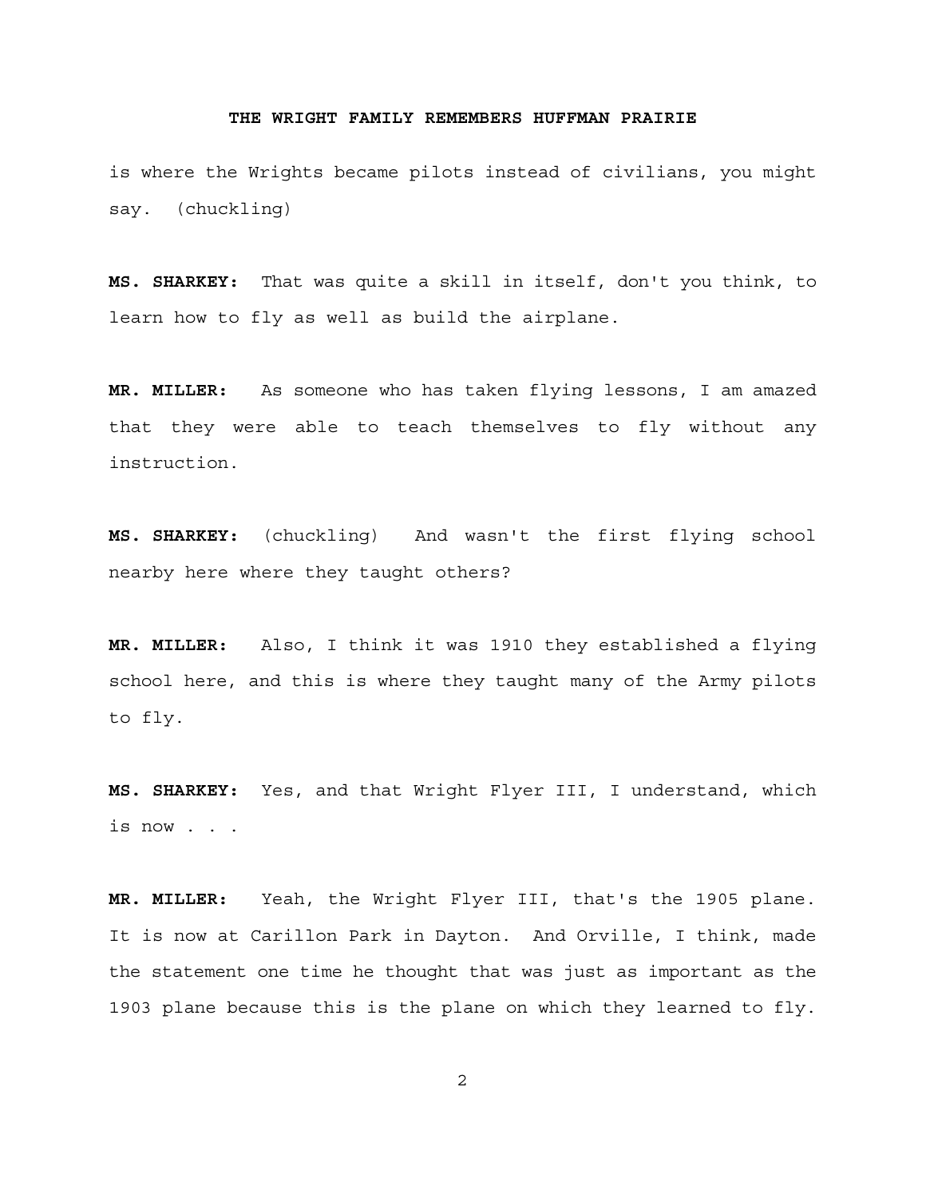is where the Wrights became pilots instead of civilians, you might say. (chuckling)

**MS. SHARKEY:** That was quite a skill in itself, don't you think, to learn how to fly as well as build the airplane.

**MR. MILLER:** As someone who has taken flying lessons, I am amazed that they were able to teach themselves to fly without any instruction.

**MS. SHARKEY:** (chuckling) And wasn't the first flying school nearby here where they taught others?

**MR. MILLER:** Also, I think it was 1910 they established a flying school here, and this is where they taught many of the Army pilots to fly.

**MS. SHARKEY:** Yes, and that Wright Flyer III, I understand, which is now . . .

**MR. MILLER:** Yeah, the Wright Flyer III, that's the 1905 plane. It is now at Carillon Park in Dayton. And Orville, I think, made the statement one time he thought that was just as important as the 1903 plane because this is the plane on which they learned to fly.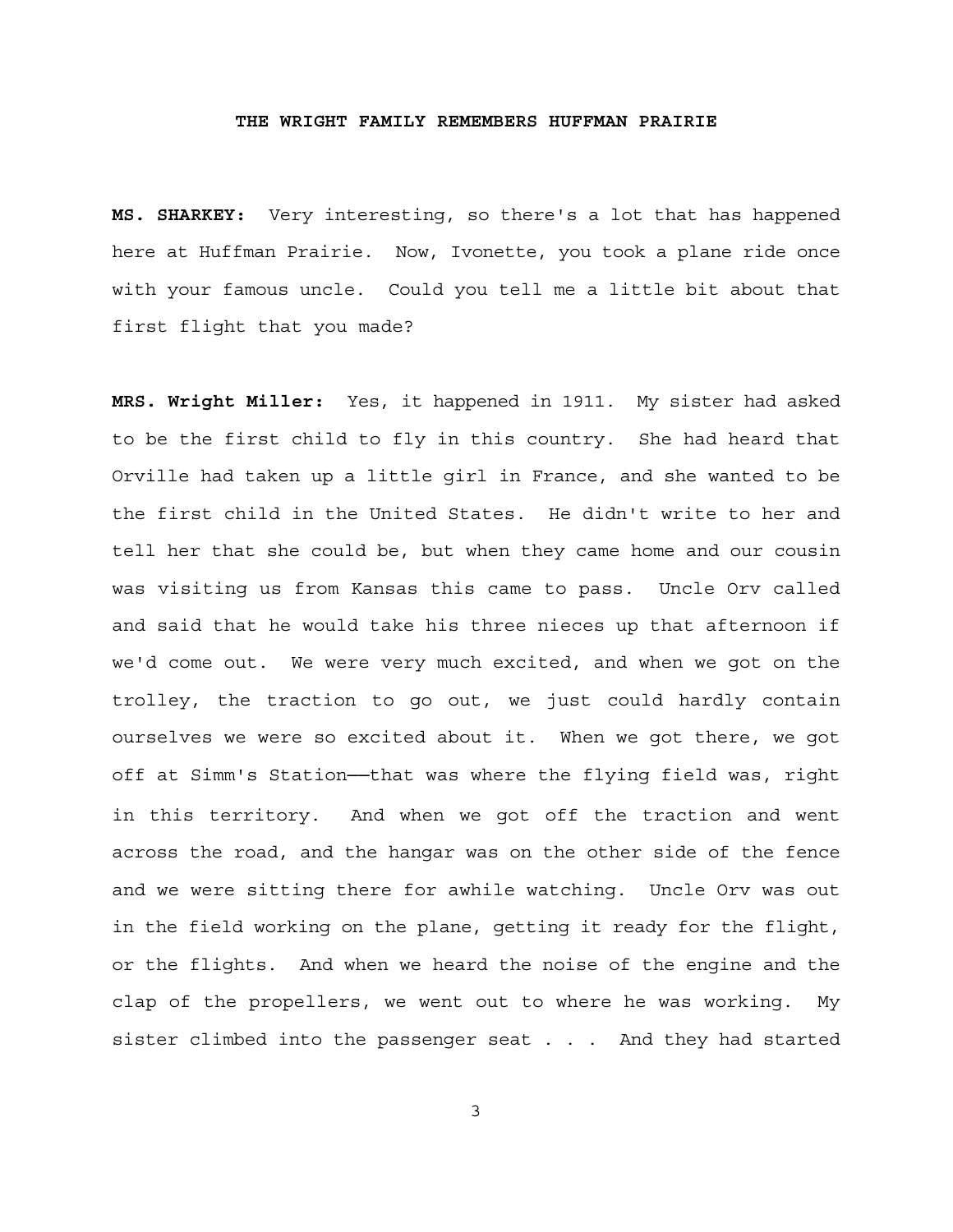**THE WRIGHT FAMILY REMEMBERS HUFFMAN PRAIRIE**

**MS. SHARKEY:** Very interesting, so there's a lot that has happened here at Huffman Prairie. Now, Ivonette, you took a plane ride once with your famous uncle. Could you tell me a little bit about that first flight that you made?

**MRS. Wright Miller:** Yes, it happened in 1911. My sister had asked to be the first child to fly in this country. She had heard that Orville had taken up a little girl in France, and she wanted to be the first child in the United States. He didn't write to her and tell her that she could be, but when they came home and our cousin was visiting us from Kansas this came to pass. Uncle Orv called and said that he would take his three nieces up that afternoon if we'd come out. We were very much excited, and when we got on the trolley, the traction to go out, we just could hardly contain ourselves we were so excited about it. When we got there, we got off at Simm's Station——that was where the flying field was, right in this territory. And when we got off the traction and went across the road, and the hangar was on the other side of the fence and we were sitting there for awhile watching. Uncle Orv was out in the field working on the plane, getting it ready for the flight, or the flights. And when we heard the noise of the engine and the clap of the propellers, we went out to where he was working. My sister climbed into the passenger seat . . . And they had started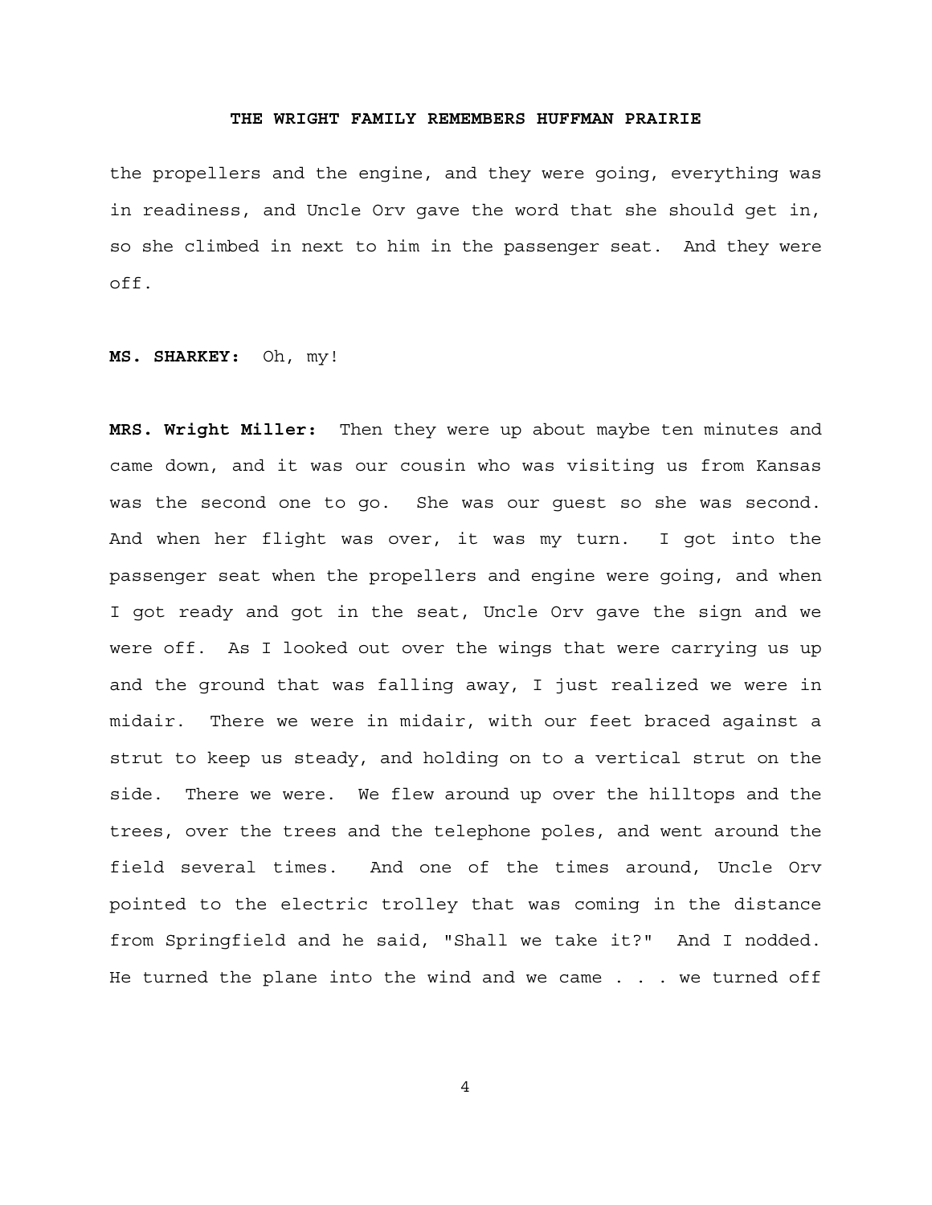the propellers and the engine, and they were going, everything was in readiness, and Uncle Orv gave the word that she should get in, so she climbed in next to him in the passenger seat. And they were off.

**MS. SHARKEY:** Oh, my!

**MRS. Wright Miller:** Then they were up about maybe ten minutes and came down, and it was our cousin who was visiting us from Kansas was the second one to go. She was our guest so she was second. And when her flight was over, it was my turn. I got into the passenger seat when the propellers and engine were going, and when I got ready and got in the seat, Uncle Orv gave the sign and we were off. As I looked out over the wings that were carrying us up and the ground that was falling away, I just realized we were in midair. There we were in midair, with our feet braced against a strut to keep us steady, and holding on to a vertical strut on the side. There we were. We flew around up over the hilltops and the trees, over the trees and the telephone poles, and went around the field several times. And one of the times around, Uncle Orv pointed to the electric trolley that was coming in the distance from Springfield and he said, "Shall we take it?" And I nodded. He turned the plane into the wind and we came . . . we turned off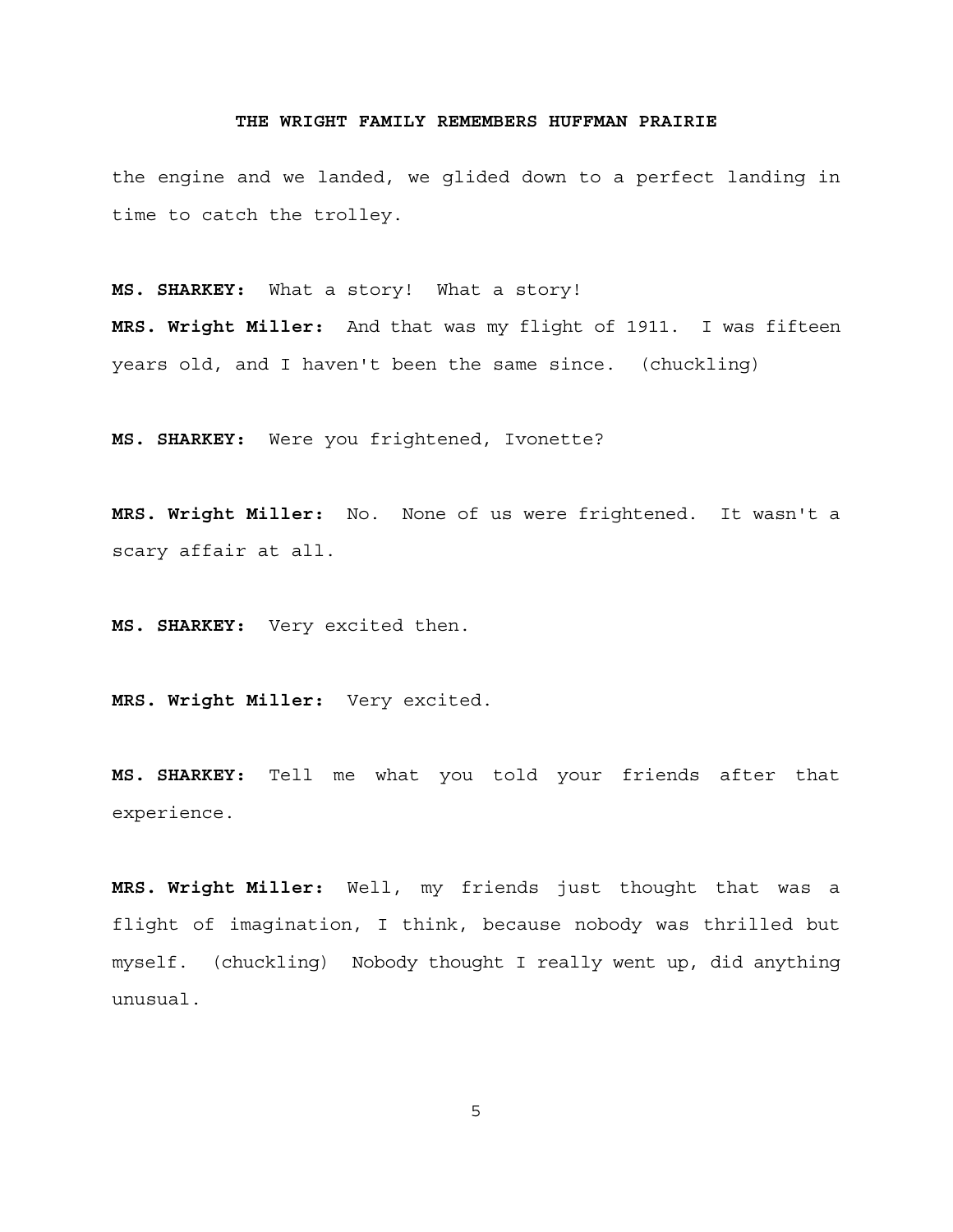the engine and we landed, we glided down to a perfect landing in time to catch the trolley.

**MS. SHARKEY:** What a story! What a story!

**MRS. Wright Miller:** And that was my flight of 1911. I was fifteen years old, and I haven't been the same since. (chuckling)

**MS. SHARKEY:** Were you frightened, Ivonette?

**MRS. Wright Miller:** No. None of us were frightened. It wasn't a scary affair at all.

**MS. SHARKEY:** Very excited then.

**MRS. Wright Miller:** Very excited.

**MS. SHARKEY:** Tell me what you told your friends after that experience.

**MRS. Wright Miller:** Well, my friends just thought that was a flight of imagination, I think, because nobody was thrilled but myself. (chuckling) Nobody thought I really went up, did anything unusual.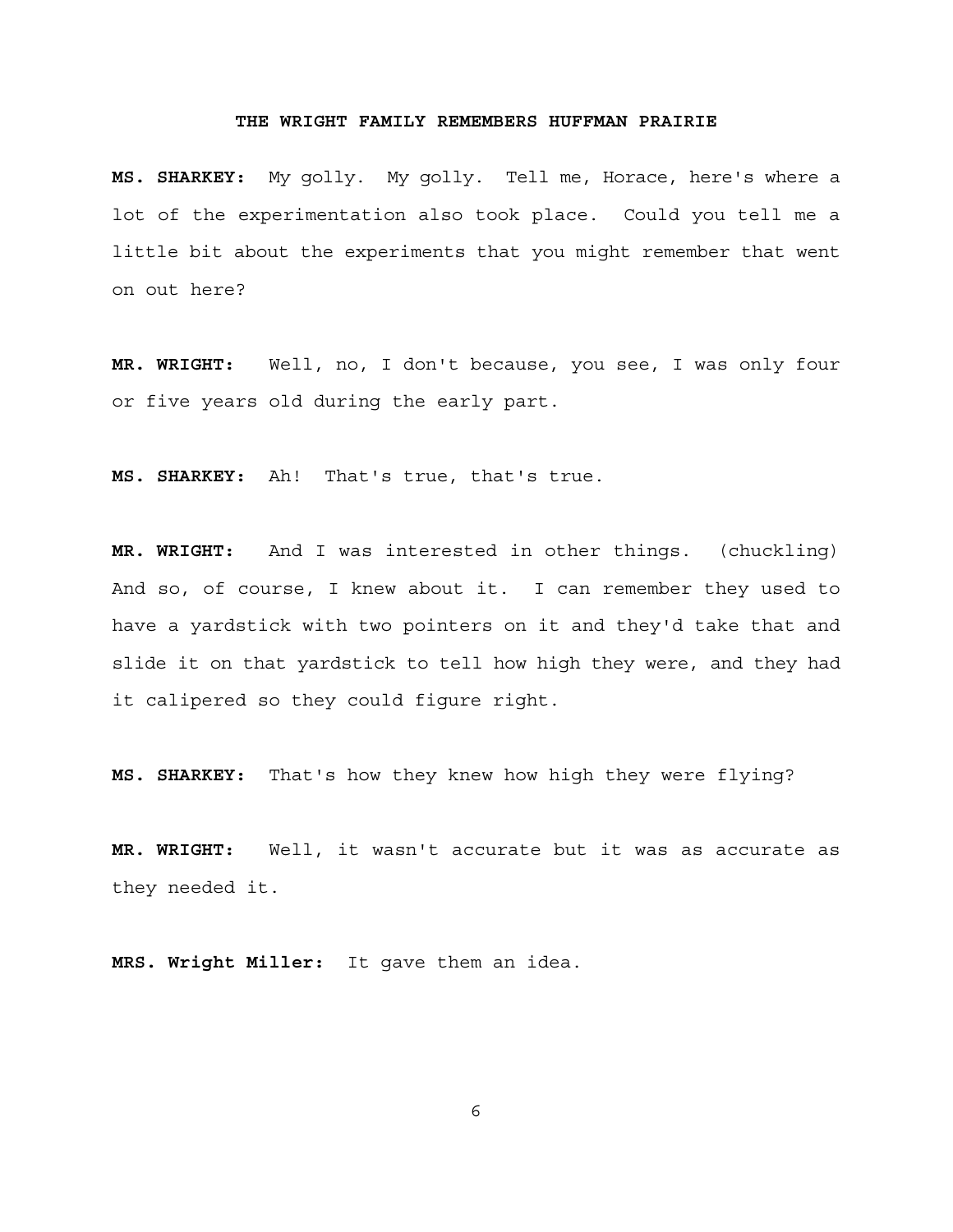**MS. SHARKEY:** My golly. My golly. Tell me, Horace, here's where a lot of the experimentation also took place. Could you tell me a little bit about the experiments that you might remember that went on out here?

**MR. WRIGHT:** Well, no, I don't because, you see, I was only four or five years old during the early part.

**MS. SHARKEY:** Ah! That's true, that's true.

**MR. WRIGHT:** And I was interested in other things. (chuckling) And so, of course, I knew about it. I can remember they used to have a yardstick with two pointers on it and they'd take that and slide it on that yardstick to tell how high they were, and they had it calipered so they could figure right.

**MS. SHARKEY:** That's how they knew how high they were flying?

**MR. WRIGHT:** Well, it wasn't accurate but it was as accurate as they needed it.

**MRS. Wright Miller:** It gave them an idea.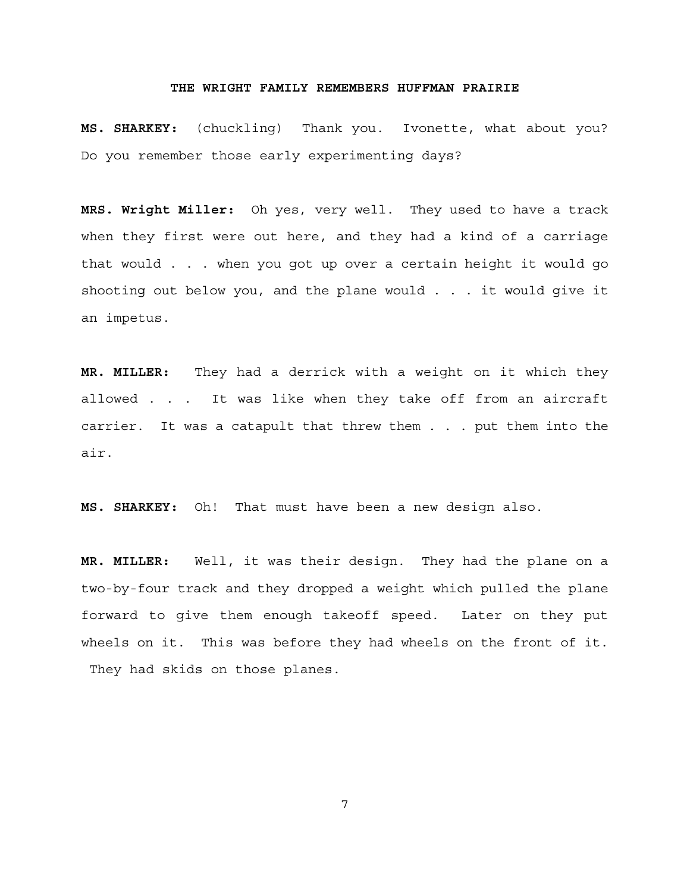**MS. SHARKEY:** (chuckling) Thank you. Ivonette, what about you? Do you remember those early experimenting days?

**MRS. Wright Miller:** Oh yes, very well. They used to have a track when they first were out here, and they had a kind of a carriage that would . . . when you got up over a certain height it would go shooting out below you, and the plane would . . . it would give it an impetus.

**MR. MILLER:** They had a derrick with a weight on it which they allowed . . . It was like when they take off from an aircraft carrier. It was a catapult that threw them . . . put them into the air.

**MS. SHARKEY:** Oh! That must have been a new design also.

**MR. MILLER:** Well, it was their design. They had the plane on a two-by-four track and they dropped a weight which pulled the plane forward to give them enough takeoff speed. Later on they put wheels on it. This was before they had wheels on the front of it. They had skids on those planes.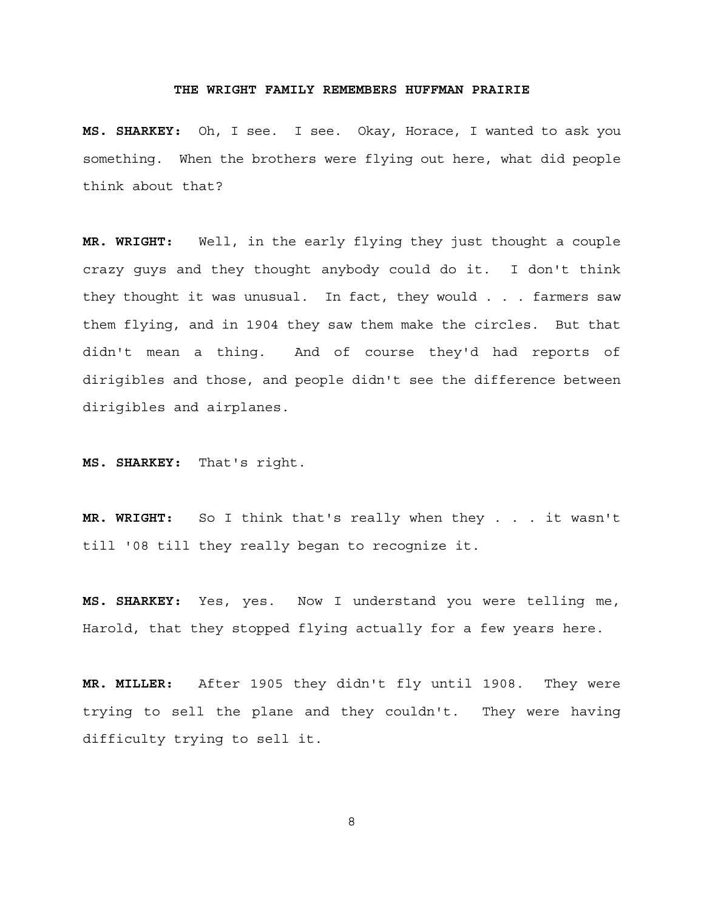**MS. SHARKEY:** Oh, I see. I see. Okay, Horace, I wanted to ask you something. When the brothers were flying out here, what did people think about that?

**MR. WRIGHT:** Well, in the early flying they just thought a couple crazy guys and they thought anybody could do it. I don't think they thought it was unusual. In fact, they would . . . farmers saw them flying, and in 1904 they saw them make the circles. But that didn't mean a thing. And of course they'd had reports of dirigibles and those, and people didn't see the difference between dirigibles and airplanes.

**MS. SHARKEY:** That's right.

**MR. WRIGHT:** So I think that's really when they . . . it wasn't till '08 till they really began to recognize it.

**MS. SHARKEY:** Yes, yes. Now I understand you were telling me, Harold, that they stopped flying actually for a few years here.

**MR. MILLER:** After 1905 they didn't fly until 1908. They were trying to sell the plane and they couldn't. They were having difficulty trying to sell it.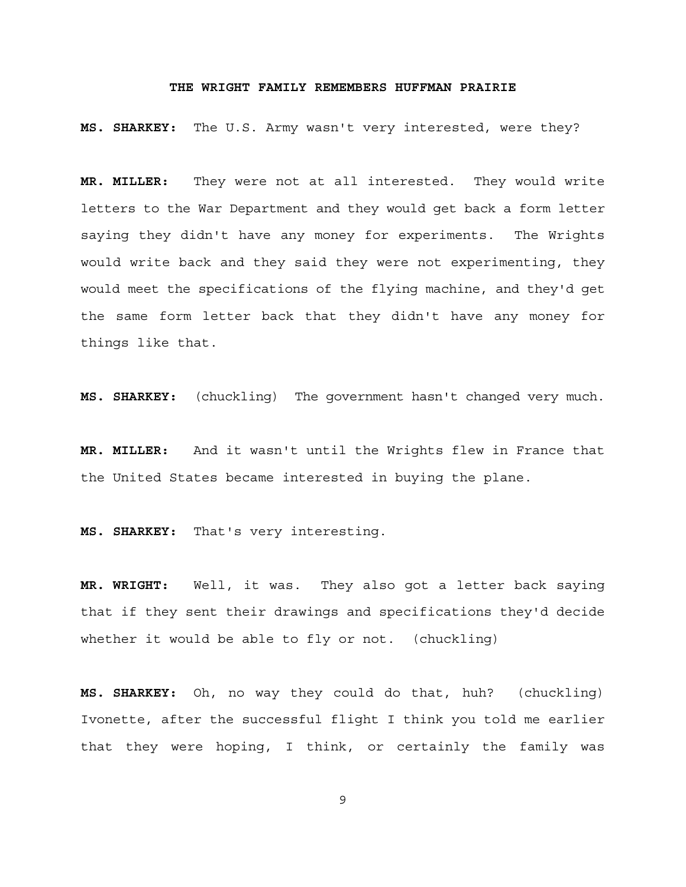**MS. SHARKEY:** The U.S. Army wasn't very interested, were they?

**MR. MILLER:** They were not at all interested. They would write letters to the War Department and they would get back a form letter saying they didn't have any money for experiments. The Wrights would write back and they said they were not experimenting, they would meet the specifications of the flying machine, and they'd get the same form letter back that they didn't have any money for things like that.

**MS. SHARKEY:** (chuckling) The government hasn't changed very much.

**MR. MILLER:** And it wasn't until the Wrights flew in France that the United States became interested in buying the plane.

**MS. SHARKEY:** That's very interesting.

**MR. WRIGHT:** Well, it was. They also got a letter back saying that if they sent their drawings and specifications they'd decide whether it would be able to fly or not. (chuckling)

**MS. SHARKEY:** Oh, no way they could do that, huh? (chuckling) Ivonette, after the successful flight I think you told me earlier that they were hoping, I think, or certainly the family was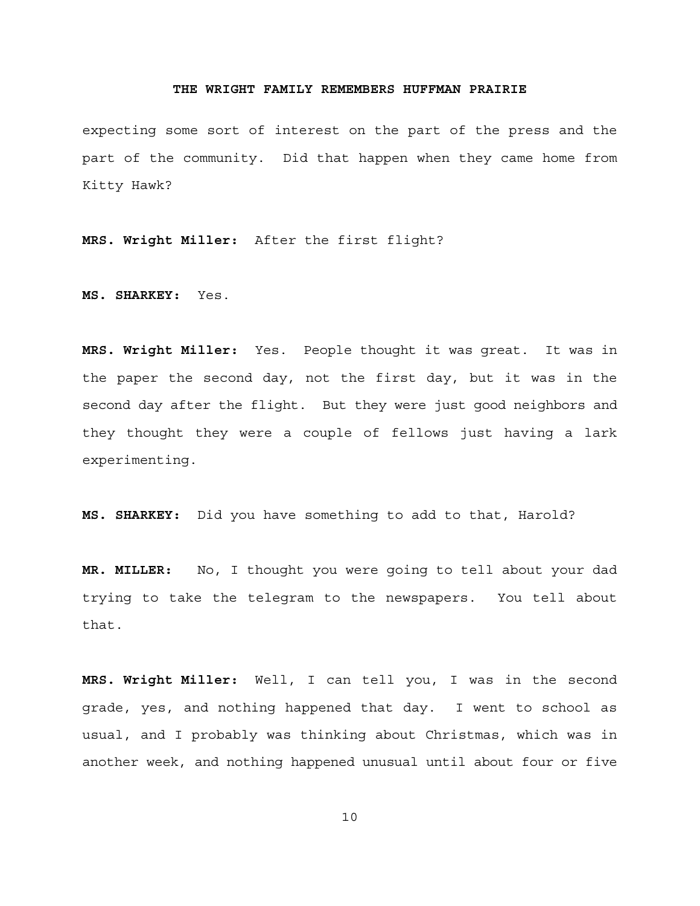expecting some sort of interest on the part of the press and the part of the community. Did that happen when they came home from Kitty Hawk?

**MRS. Wright Miller:** After the first flight?

**MS. SHARKEY:** Yes.

**MRS. Wright Miller:** Yes. People thought it was great. It was in the paper the second day, not the first day, but it was in the second day after the flight. But they were just good neighbors and they thought they were a couple of fellows just having a lark experimenting.

**MS. SHARKEY:** Did you have something to add to that, Harold?

**MR. MILLER:** No, I thought you were going to tell about your dad trying to take the telegram to the newspapers. You tell about that.

**MRS. Wright Miller:** Well, I can tell you, I was in the second grade, yes, and nothing happened that day. I went to school as usual, and I probably was thinking about Christmas, which was in another week, and nothing happened unusual until about four or five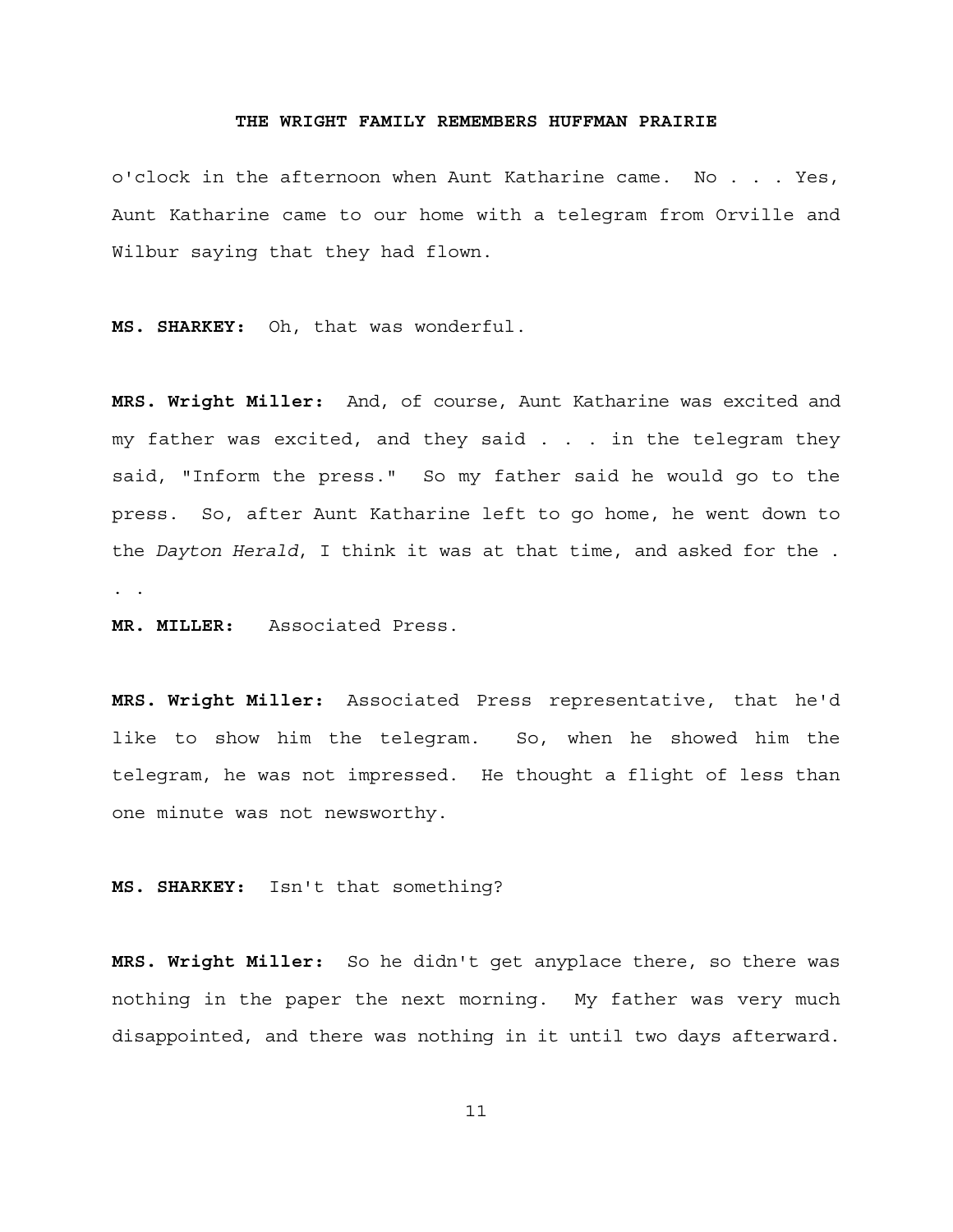o'clock in the afternoon when Aunt Katharine came. No . . . Yes, Aunt Katharine came to our home with a telegram from Orville and Wilbur saying that they had flown.

**MS. SHARKEY:** Oh, that was wonderful.

**MRS. Wright Miller:** And, of course, Aunt Katharine was excited and my father was excited, and they said . . . in the telegram they said, "Inform the press." So my father said he would go to the press. So, after Aunt Katharine left to go home, he went down to the *Dayton Herald*, I think it was at that time, and asked for the . . .

**MR. MILLER:** Associated Press.

**MRS. Wright Miller:** Associated Press representative, that he'd like to show him the telegram. So, when he showed him the telegram, he was not impressed. He thought a flight of less than one minute was not newsworthy.

**MS. SHARKEY:** Isn't that something?

**MRS. Wright Miller:** So he didn't get anyplace there, so there was nothing in the paper the next morning. My father was very much disappointed, and there was nothing in it until two days afterward.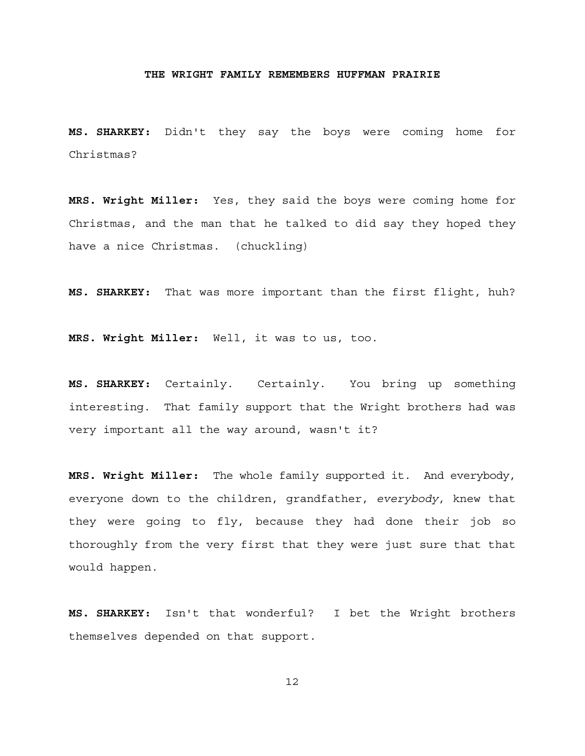**MS. SHARKEY:** Didn't they say the boys were coming home for Christmas?

**MRS. Wright Miller:** Yes, they said the boys were coming home for Christmas, and the man that he talked to did say they hoped they have a nice Christmas. (chuckling)

**MS. SHARKEY:** That was more important than the first flight, huh?

**MRS. Wright Miller:** Well, it was to us, too.

**MS. SHARKEY:** Certainly. Certainly. You bring up something interesting. That family support that the Wright brothers had was very important all the way around, wasn't it?

**MRS. Wright Miller:** The whole family supported it. And everybody, everyone down to the children, grandfather, *everybody*, knew that they were going to fly, because they had done their job so thoroughly from the very first that they were just sure that that would happen.

**MS. SHARKEY:** Isn't that wonderful? I bet the Wright brothers themselves depended on that support.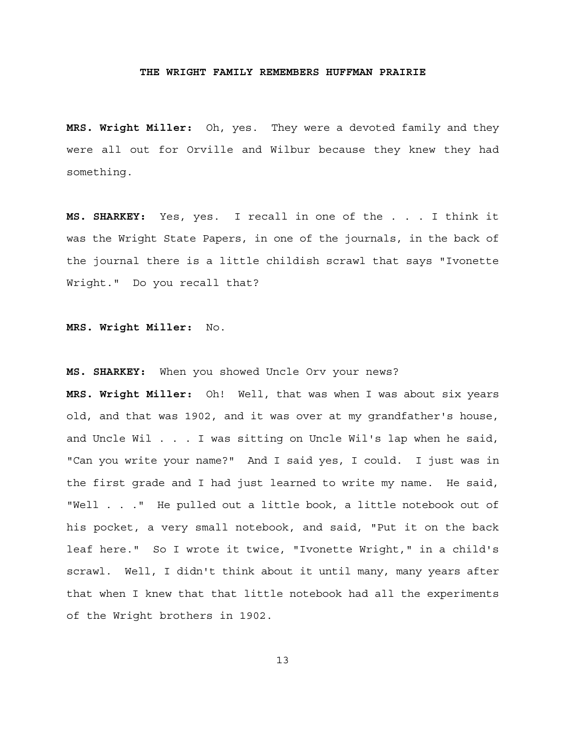**MRS. Wright Miller:** Oh, yes. They were a devoted family and they were all out for Orville and Wilbur because they knew they had something.

**MS. SHARKEY:** Yes, yes. I recall in one of the . . . I think it was the Wright State Papers, in one of the journals, in the back of the journal there is a little childish scrawl that says "Ivonette Wright." Do you recall that?

**MRS. Wright Miller:** No.

**MS. SHARKEY:** When you showed Uncle Orv your news?

**MRS. Wright Miller:** Oh! Well, that was when I was about six years old, and that was 1902, and it was over at my grandfather's house, and Uncle Wil . . . I was sitting on Uncle Wil's lap when he said, "Can you write your name?" And I said yes, I could. I just was in the first grade and I had just learned to write my name. He said, "Well . . ." He pulled out a little book, a little notebook out of his pocket, a very small notebook, and said, "Put it on the back leaf here." So I wrote it twice, "Ivonette Wright," in a child's scrawl. Well, I didn't think about it until many, many years after that when I knew that that little notebook had all the experiments of the Wright brothers in 1902.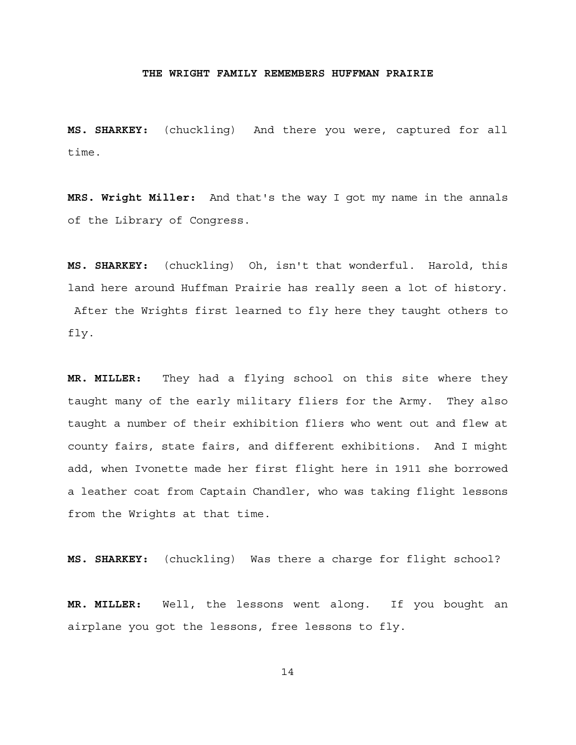**MS. SHARKEY:** (chuckling) And there you were, captured for all time.

**MRS. Wright Miller:** And that's the way I got my name in the annals of the Library of Congress.

**MS. SHARKEY:** (chuckling) Oh, isn't that wonderful. Harold, this land here around Huffman Prairie has really seen a lot of history. After the Wrights first learned to fly here they taught others to fly.

**MR. MILLER:** They had a flying school on this site where they taught many of the early military fliers for the Army. They also taught a number of their exhibition fliers who went out and flew at county fairs, state fairs, and different exhibitions. And I might add, when Ivonette made her first flight here in 1911 she borrowed a leather coat from Captain Chandler, who was taking flight lessons from the Wrights at that time.

**MS. SHARKEY:** (chuckling) Was there a charge for flight school?

**MR. MILLER:** Well, the lessons went along. If you bought an airplane you got the lessons, free lessons to fly.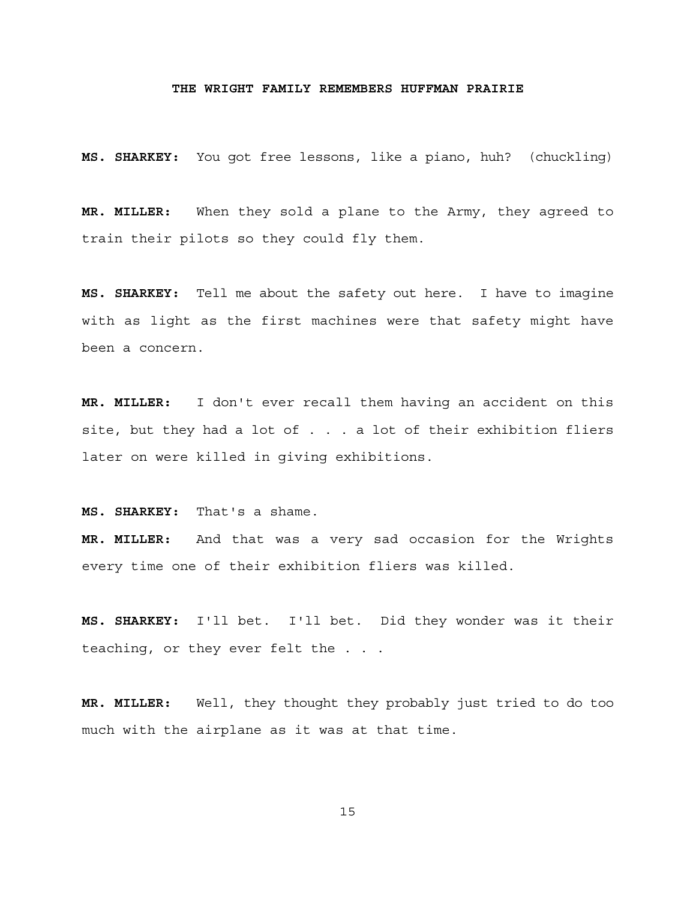**MS. SHARKEY:** You got free lessons, like a piano, huh? (chuckling)

**MR. MILLER:** When they sold a plane to the Army, they agreed to train their pilots so they could fly them.

**MS. SHARKEY:** Tell me about the safety out here. I have to imagine with as light as the first machines were that safety might have been a concern.

**MR. MILLER:** I don't ever recall them having an accident on this site, but they had a lot of . . . a lot of their exhibition fliers later on were killed in giving exhibitions.

**MS. SHARKEY:** That's a shame.

**MR. MILLER:** And that was a very sad occasion for the Wrights every time one of their exhibition fliers was killed.

**MS. SHARKEY:** I'll bet. I'll bet. Did they wonder was it their teaching, or they ever felt the . . .

**MR. MILLER:** Well, they thought they probably just tried to do too much with the airplane as it was at that time.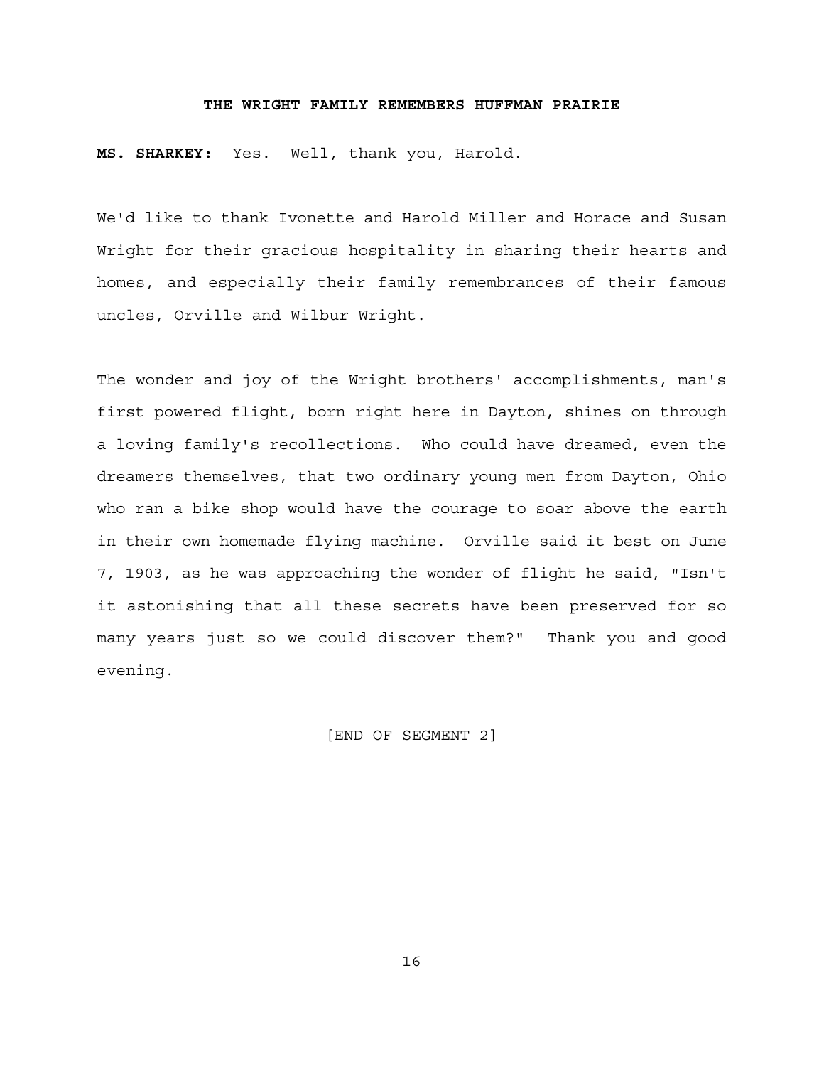**MS. SHARKEY:** Yes. Well, thank you, Harold.

We'd like to thank Ivonette and Harold Miller and Horace and Susan Wright for their gracious hospitality in sharing their hearts and homes, and especially their family remembrances of their famous uncles, Orville and Wilbur Wright.

The wonder and joy of the Wright brothers' accomplishments, man's first powered flight, born right here in Dayton, shines on through a loving family's recollections. Who could have dreamed, even the dreamers themselves, that two ordinary young men from Dayton, Ohio who ran a bike shop would have the courage to soar above the earth in their own homemade flying machine. Orville said it best on June 7, 1903, as he was approaching the wonder of flight he said, "Isn't it astonishing that all these secrets have been preserved for so many years just so we could discover them?" Thank you and good evening.

[END OF SEGMENT 2]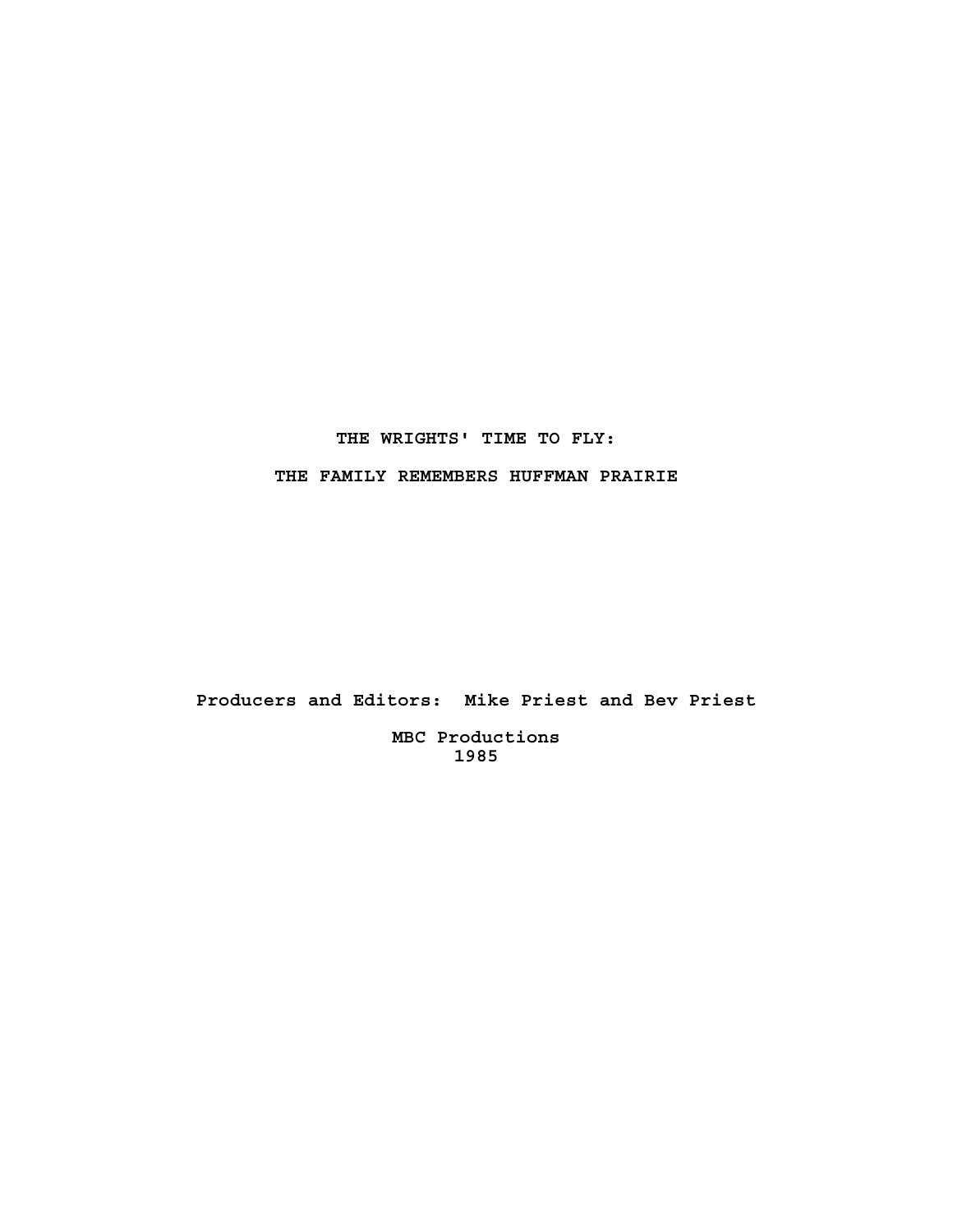**THE WRIGHTS' TIME TO FLY:**

**THE FAMILY REMEMBERS HUFFMAN PRAIRIE**

**Producers and Editors: Mike Priest and Bev Priest**

**MBC Productions**
**1985**